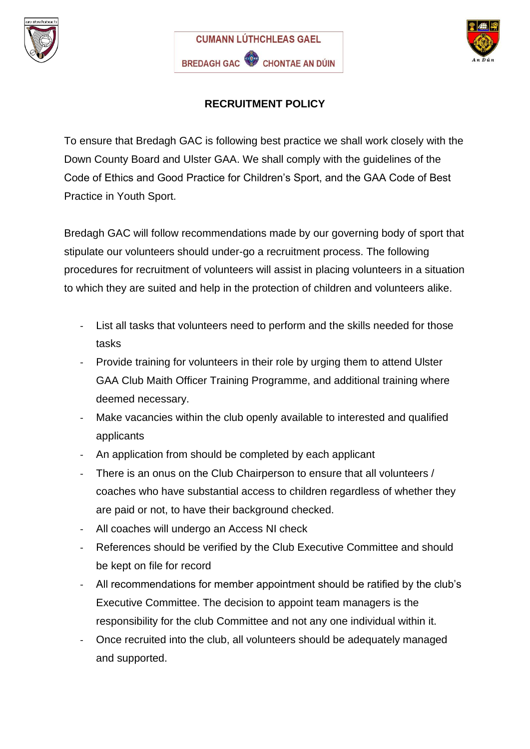CUMANN LÚTHCHLEAS GAEL

BREDAGH GAC CHONTAE AN DÚIN

**RECRUITMENT POLICY**

To ensure that Bredagh GAC is following best practice we shall work closely with the Down County Board and Ulster GAA. We shall comply with the guidelines of the Code of Ethics and Good Practice for Children's Sport, and the GAA Code of Best Practice in Youth Sport.

Bredagh GAC will follow recommendations made by our governing body of sport that stipulate our volunteers should under-go a recruitment process. The following procedures for recruitment of volunteers will assist in placing volunteers in a situation to which they are suited and help in the protection of children and volunteers alike.

- List all tasks that volunteers need to perform and the skills needed for those tasks
- Provide training for volunteers in their role by urging them to attend Ulster GAA Club Maith Officer Training Programme, and additional training where deemed necessary.
- Make vacancies within the club openly available to interested and qualified applicants
- An application from should be completed by each applicant
- There is an onus on the Club Chairperson to ensure that all volunteers / coaches who have substantial access to children regardless of whether they are paid or not, to have their background checked.
- All coaches will undergo an Access NI check
- References should be verified by the Club Executive Committee and should be kept on file for record
- All recommendations for member appointment should be ratified by the club's Executive Committee. The decision to appoint team managers is the responsibility for the club Committee and not any one individual within it.
- Once recruited into the club, all volunteers should be adequately managed and supported.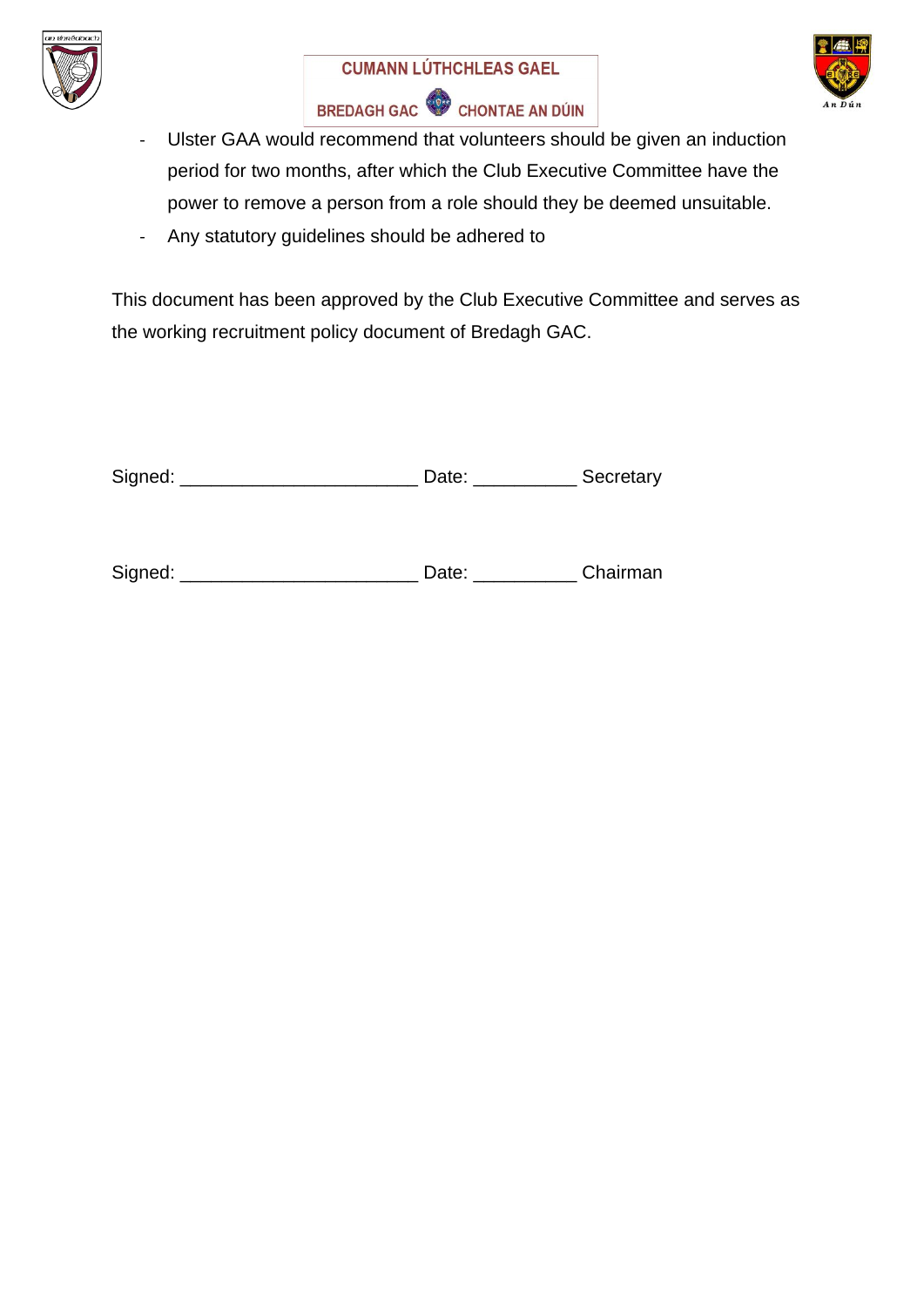- Ulster GAA would recommend that volunteers should be given an induction period for two months, after which the Club Executive Committee have the power to remove a person from a role should they be deemed unsuitable.
- Any statutory guidelines should be adhered to

This document has been approved by the Club Executive Committee and serves as the working recruitment policy document of Bredagh GAC.

Signed: ______________________ Date: __________ Secretary

Signed: ______________________ Date: __________ Chairman